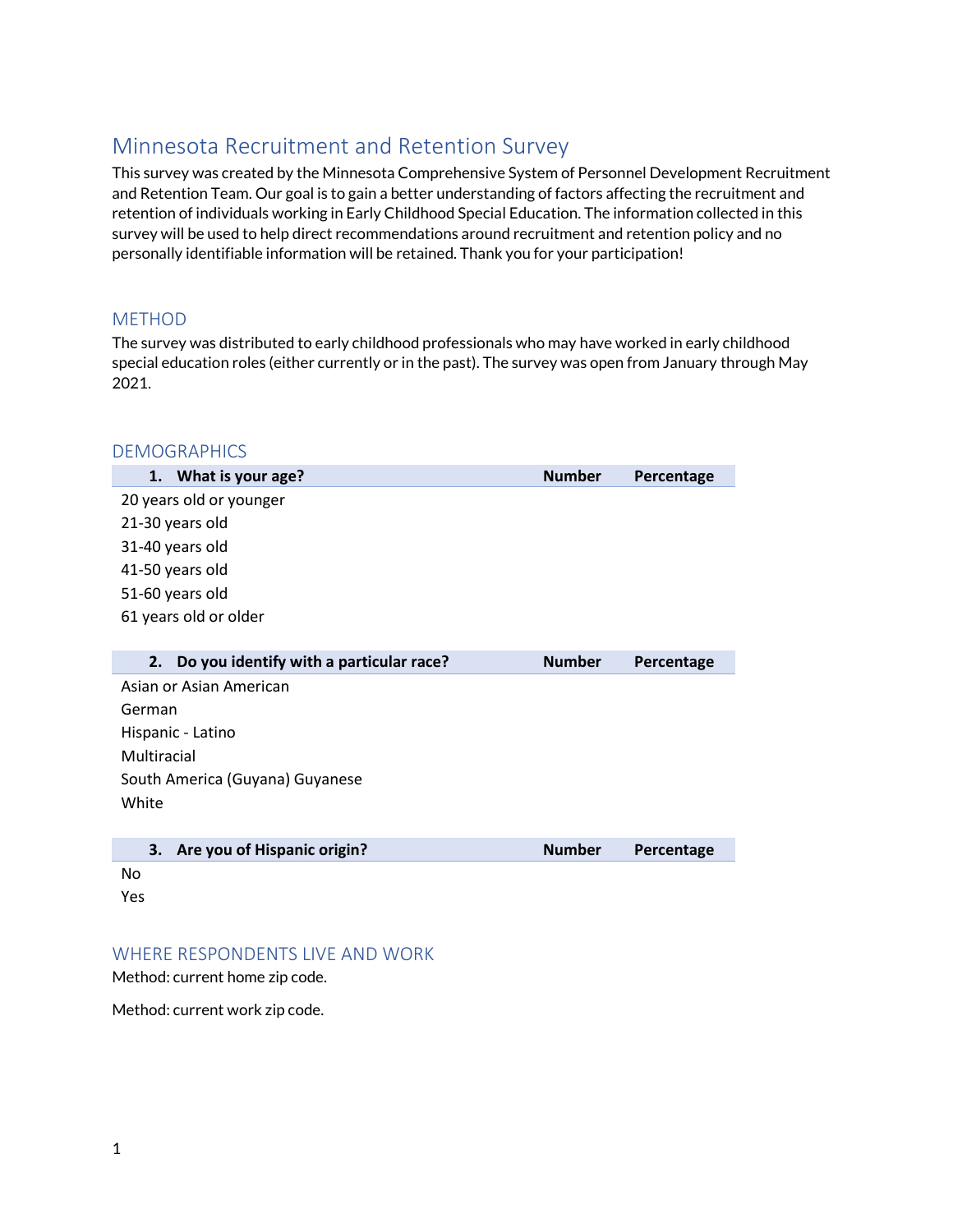# Minnesota Recruitment and Retention Survey

This survey was created by the Minnesota Comprehensive System of Personnel Development Recruitment and Retention Team. Our goal is to gain a better understanding of factors affecting the recruitment and retention of individuals working in Early Childhood Special Education. The information collected in this survey will be used to help direct recommendations around recruitment and retention policy and no personally identifiable information will be retained. Thank you for your participation!

## METHOD

The survey was distributed to early childhood professionals who may have worked in early childhood special education roles (either currently or in the past). The survey was open from January through May 2021.

## DEMOGRAPHICS

| 1. What is your age? | Number | Percentage |
|---|---|---|
| 20 years old or younger | | |
| 21-30 years old | | |
| 31-40 years old | | |
| 41-50 years old | | |
| 51-60 years old | | |
| 61 years old or older | | |

| 2. Do you identify with a particular race? | Number | Percentage |
|---|---|---|
| Asian or Asian American | | |
| German | | |
| Hispanic - Latino | | |
| Multiracial | | |
| South America (Guyana) Guyanese | | |
| White | | |

| 3. Are you of Hispanic origin? | Number | Percentage |
|---|---|---|
| No | | |
| Yes | | |

## WHERE RESPONDENTS LIVE AND WORK

Method: current home zip code.

Method: current work zip code.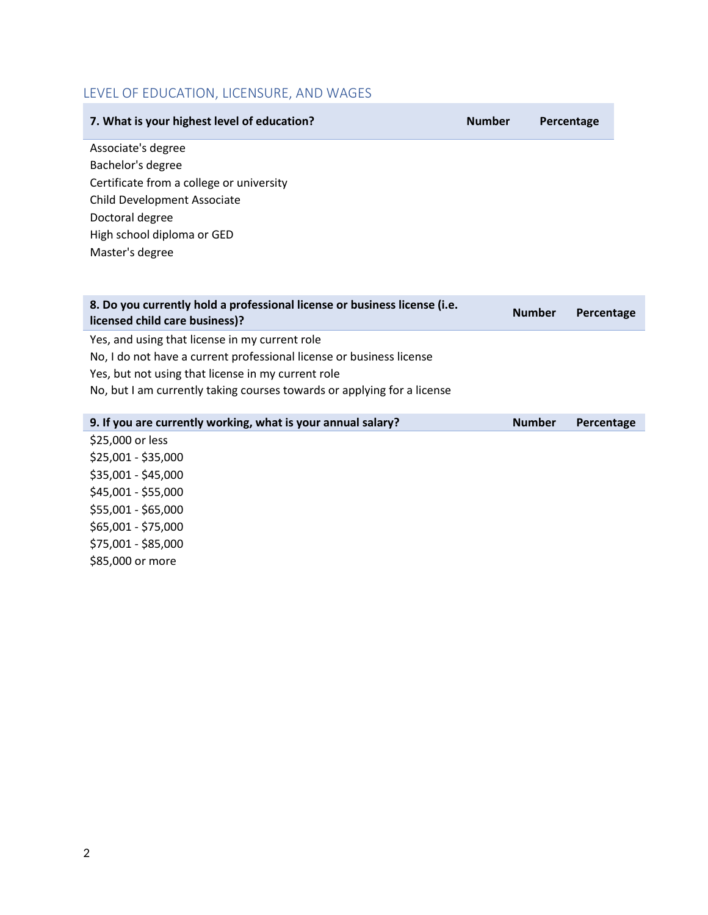## LEVEL OF EDUCATION, LICENSURE, AND WAGES

| 7. What is your highest level of education? | Number | Percentage |
|---|---|---|
| Associate's degree | | |
| Bachelor's degree | | |
| Certificate from a college or university | | |
| Child Development Associate | | |
| Doctoral degree | | |
| High school diploma or GED | | |
| Master's degree | | |

| 8. Do you currently hold a professional license or business license (i.e. licensed child care business)? | Number | Percentage |
|---|---|---|
| Yes, and using that license in my current role | | |
| No, I do not have a current professional license or business license | | |
| Yes, but not using that license in my current role | | |
| No, but I am currently taking courses towards or applying for a license | | |

| 9. If you are currently working, what is your annual salary? | Number | Percentage |
|---|---|---|
| $25,000 or less | | |
| $25,001 - $35,000 | | |
| $35,001 - $45,000 | | |
| $45,001 - $55,000 | | |
| $55,001 - $65,000 | | |
| $65,001 - $75,000 | | |
| $75,001 - $85,000 | | |
| $85,000 or more | | |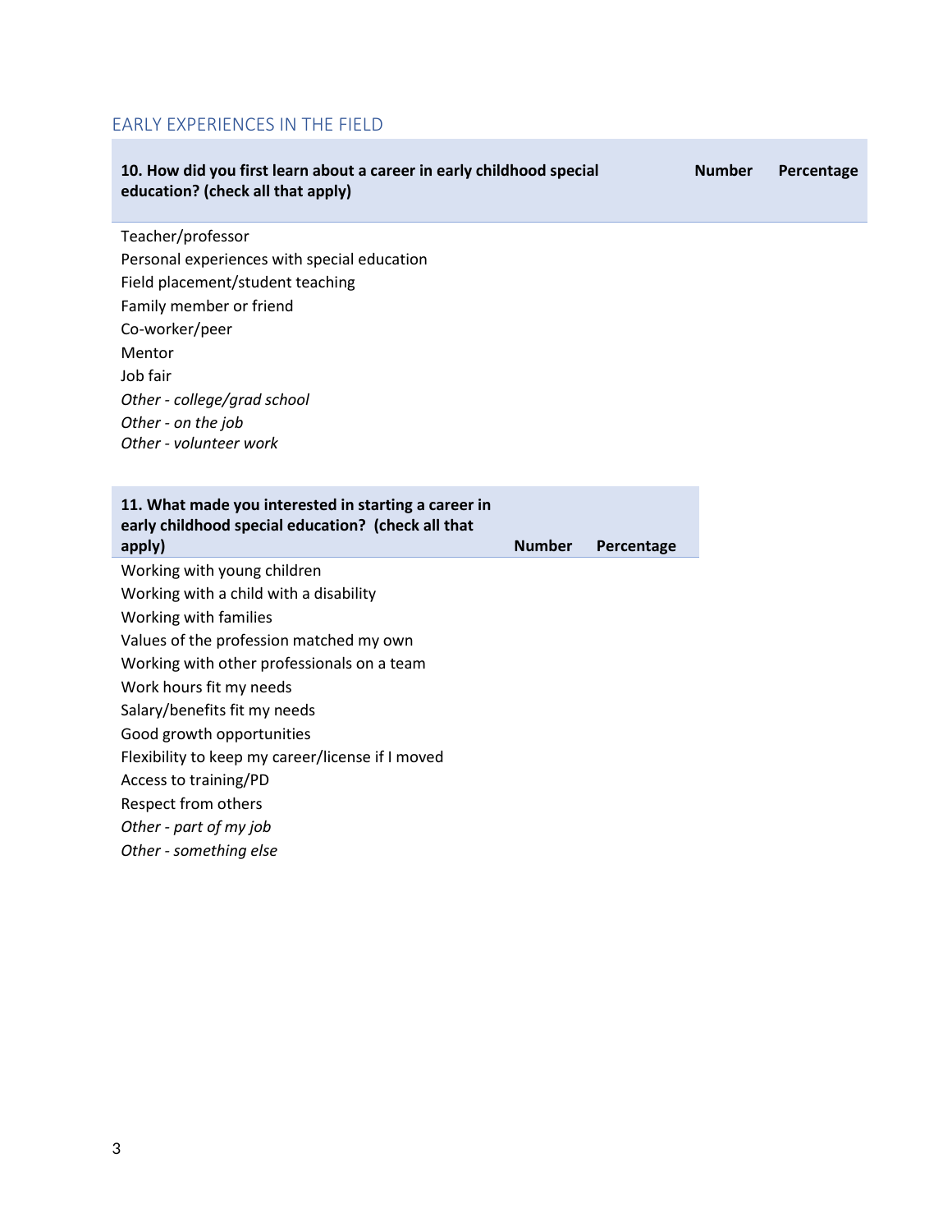## EARLY EXPERIENCES IN THE FIELD

| 10. How did you first learn about a career in early childhood special education? (check all that apply) | Number | Percentage |
|---|---|---|
| Teacher/professor | | |
| Personal experiences with special education | | |
| Field placement/student teaching | | |
| Family member or friend | | |
| Co-worker/peer | | |
| Mentor | | |
| Job fair | | |
| *Other - college/grad school* | | |
| *Other - on the job* | | |
| *Other - volunteer work* | | |

| 11. What made you interested in starting a career in early childhood special education? (check all that apply) | Number | Percentage |
|---|---|---|
| Working with young children | | |
| Working with a child with a disability | | |
| Working with families | | |
| Values of the profession matched my own | | |
| Working with other professionals on a team | | |
| Work hours fit my needs | | |
| Salary/benefits fit my needs | | |
| Good growth opportunities | | |
| Flexibility to keep my career/license if I moved | | |
| Access to training/PD | | |
| Respect from others | | |
| *Other - part of my job* | | |
| *Other - something else* | | |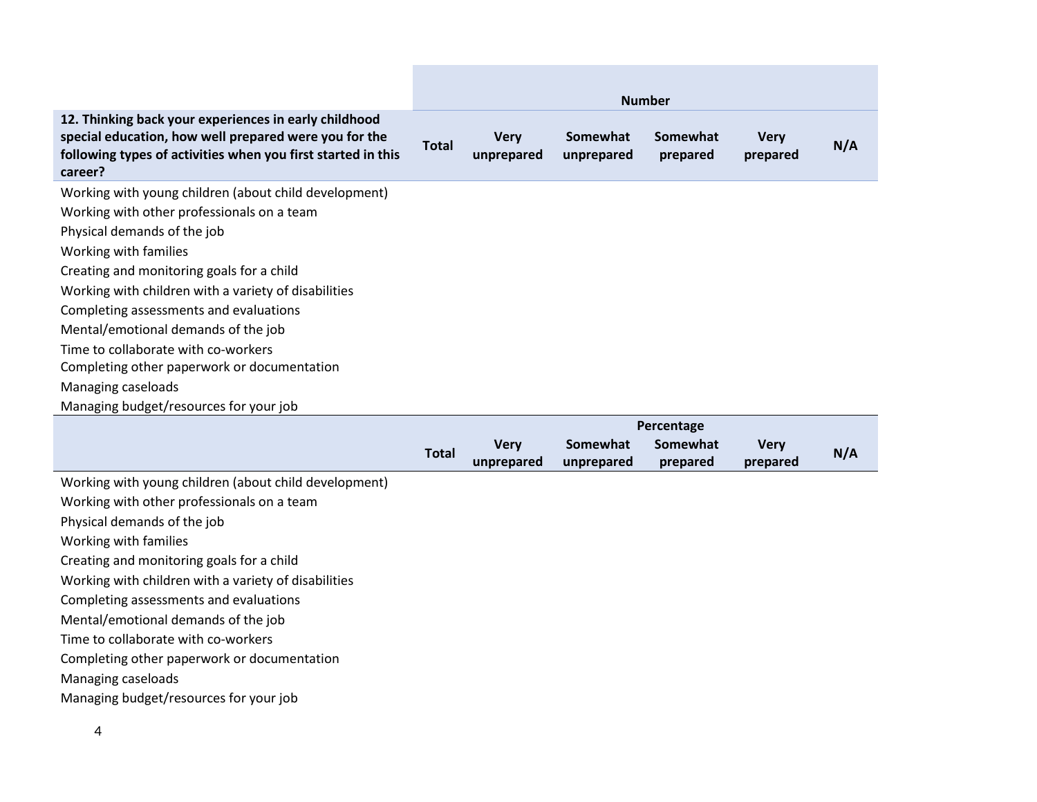| 12. Thinking back your experiences in early childhood special education, how well prepared were you for the following types of activities when you first started in this career? | Number | | | | | |
|---|---|---|---|---|---|---|
| | Total | Very unprepared | Somewhat unprepared | Somewhat prepared | Very prepared | N/A |
| Working with young children (about child development) | | | | | | |
| Working with other professionals on a team | | | | | | |
| Physical demands of the job | | | | | | |
| Working with families | | | | | | |
| Creating and monitoring goals for a child | | | | | | |
| Working with children with a variety of disabilities | | | | | | |
| Completing assessments and evaluations | | | | | | |
| Mental/emotional demands of the job | | | | | | |
| Time to collaborate with co-workers | | | | | | |
| Completing other paperwork or documentation | | | | | | |
| Managing caseloads | | | | | | |
| Managing budget/resources for your job | | | | | | |

| | Percentage | | | | | |
|---|---|---|---|---|---|---|
| | Total | Very unprepared | Somewhat unprepared | Somewhat prepared | Very prepared | N/A |
| Working with young children (about child development) | | | | | | |
| Working with other professionals on a team | | | | | | |
| Physical demands of the job | | | | | | |
| Working with families | | | | | | |
| Creating and monitoring goals for a child | | | | | | |
| Working with children with a variety of disabilities | | | | | | |
| Completing assessments and evaluations | | | | | | |
| Mental/emotional demands of the job | | | | | | |
| Time to collaborate with co-workers | | | | | | |
| Completing other paperwork or documentation | | | | | | |
| Managing caseloads | | | | | | |
| Managing budget/resources for your job | | | | | | |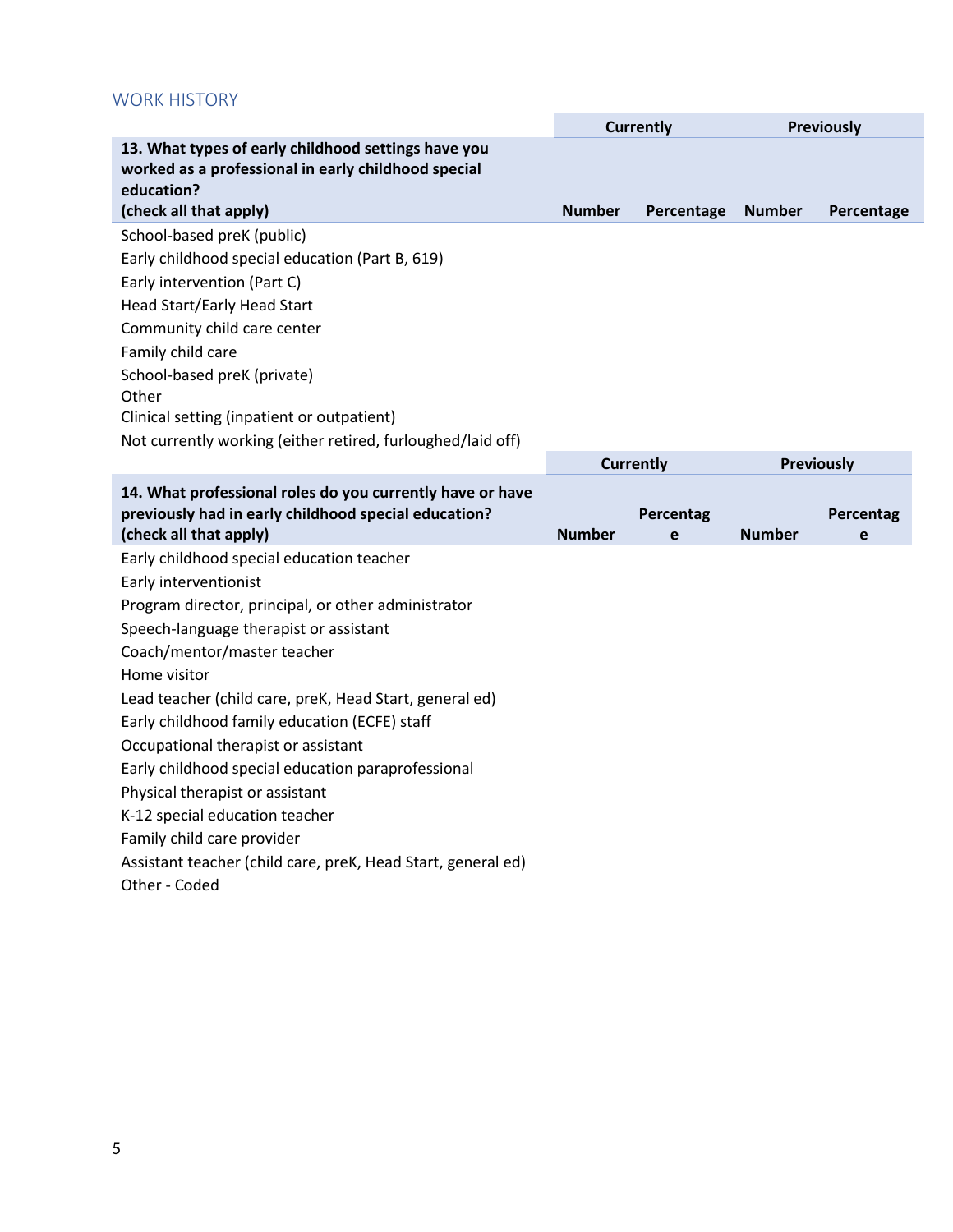## WORK HISTORY

| 13. What types of early childhood settings have you worked as a professional in early childhood special education? (check all that apply) | Currently | | Previously | |
|---|---|---|---|---|
| | Number | Percentage | Number | Percentage |
| School-based preK (public) | | | | |
| Early childhood special education (Part B, 619) | | | | |
| Early intervention (Part C) | | | | |
| Head Start/Early Head Start | | | | |
| Community child care center | | | | |
| Family child care | | | | |
| School-based preK (private) | | | | |
| Other | | | | |
| Clinical setting (inpatient or outpatient) | | | | |
| Not currently working (either retired, furloughed/laid off) | | | | |

| 14. What professional roles do you currently have or have previously had in early childhood special education? (check all that apply) | Currently | | Previously | |
|---|---|---|---|---|
| | Number | Percentage | Number | Percentage |
| Early childhood special education teacher | | | | |
| Early interventionist | | | | |
| Program director, principal, or other administrator | | | | |
| Speech-language therapist or assistant | | | | |
| Coach/mentor/master teacher | | | | |
| Home visitor | | | | |
| Lead teacher (child care, preK, Head Start, general ed) | | | | |
| Early childhood family education (ECFE) staff | | | | |
| Occupational therapist or assistant | | | | |
| Early childhood special education paraprofessional | | | | |
| Physical therapist or assistant | | | | |
| K-12 special education teacher | | | | |
| Family child care provider | | | | |
| Assistant teacher (child care, preK, Head Start, general ed) | | | | |
| Other - Coded | | | | |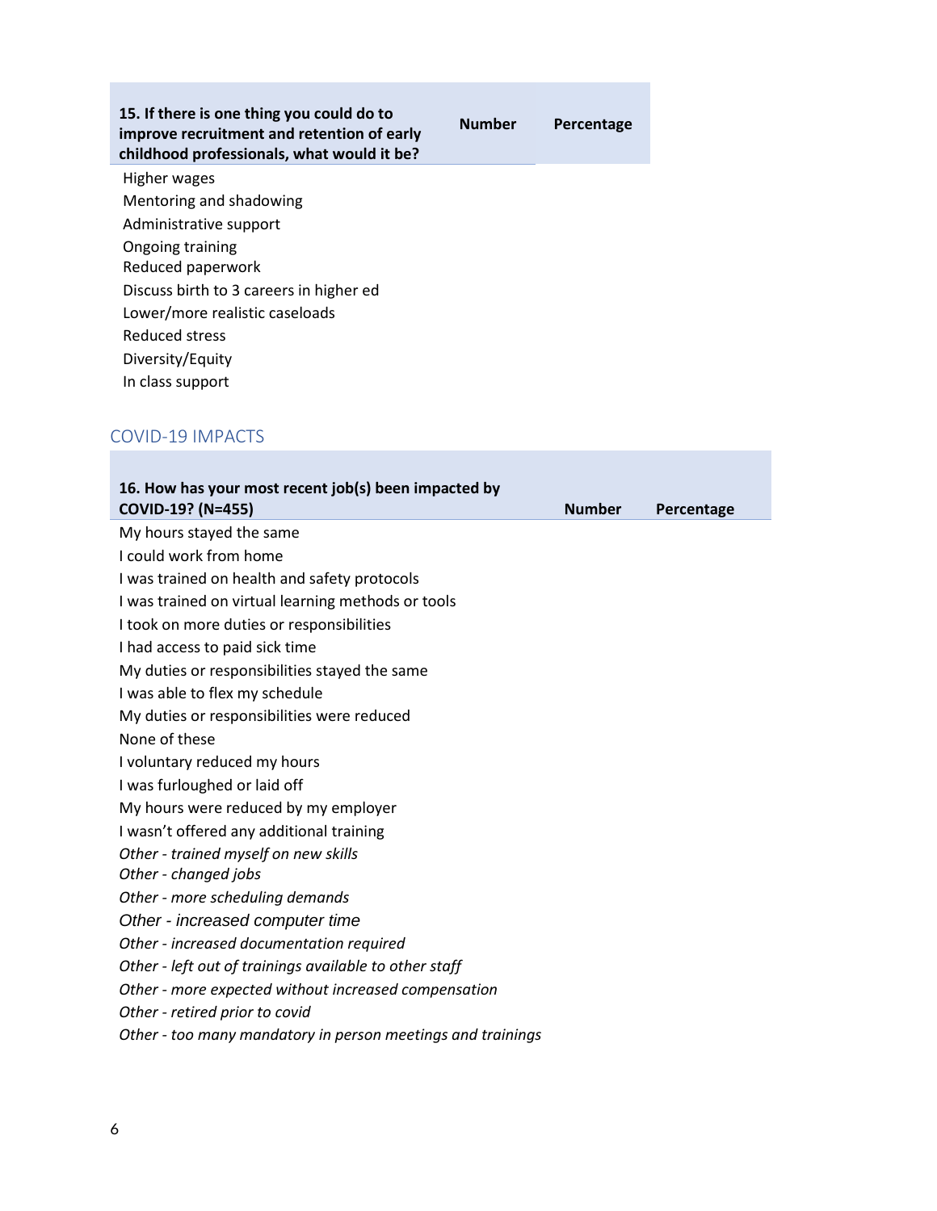| 15. If there is one thing you could do to improve recruitment and retention of early childhood professionals, what would it be? | Number | Percentage |
|---|---|---|
| Higher wages | | |
| Mentoring and shadowing | | |
| Administrative support | | |
| Ongoing training | | |
| Reduced paperwork | | |
| Discuss birth to 3 careers in higher ed | | |
| Lower/more realistic caseloads | | |
| Reduced stress | | |
| Diversity/Equity | | |
| In class support | | |

## COVID-19 IMPACTS

| 16. How has your most recent job(s) been impacted by COVID-19? (N=455) | Number | Percentage |
|---|---|---|
| My hours stayed the same | | |
| I could work from home | | |
| I was trained on health and safety protocols | | |
| I was trained on virtual learning methods or tools | | |
| I took on more duties or responsibilities | | |
| I had access to paid sick time | | |
| My duties or responsibilities stayed the same | | |
| I was able to flex my schedule | | |
| My duties or responsibilities were reduced | | |
| None of these | | |
| I voluntary reduced my hours | | |
| I was furloughed or laid off | | |
| My hours were reduced by my employer | | |
| I wasn't offered any additional training | | |
| *Other - trained myself on new skills* | | |
| *Other - changed jobs* | | |
| *Other - more scheduling demands* | | |
| *Other - increased computer time* | | |
| *Other - increased documentation required* | | |
| *Other - left out of trainings available to other staff* | | |
| *Other - more expected without increased compensation* | | |
| *Other - retired prior to covid* | | |
| *Other - too many mandatory in person meetings and trainings* | | |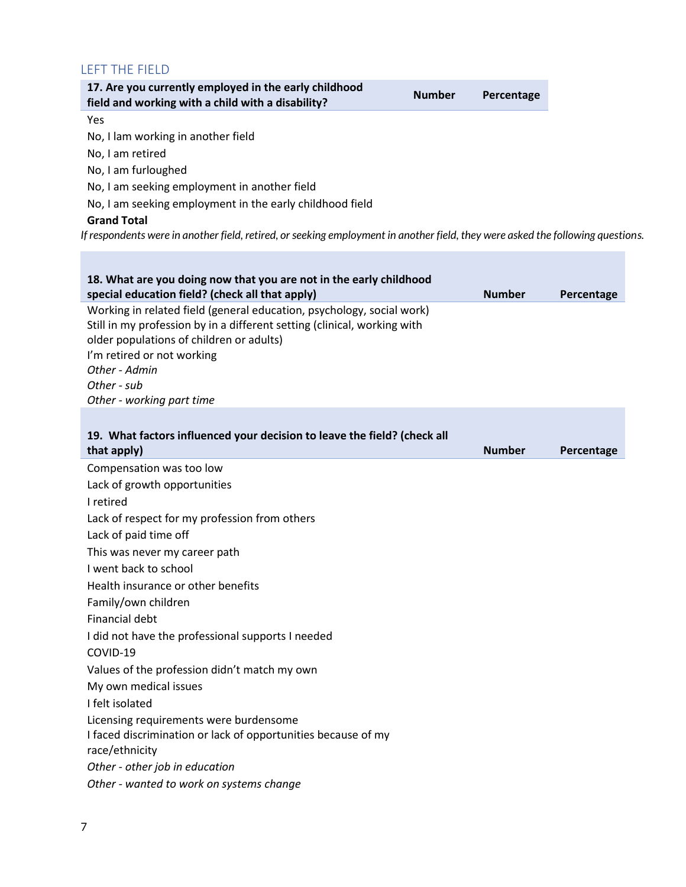## LEFT THE FIELD

| 17. Are you currently employed in the early childhood field and working with a child with a disability? | Number | Percentage |
|---|---|---|
| Yes | | |
| No, I lam working in another field | | |
| No, I am retired | | |
| No, I am furloughed | | |
| No, I am seeking employment in another field | | |
| No, I am seeking employment in the early childhood field | | |
| **Grand Total** | | |

*If respondents were in another field, retired, or seeking employment in another field, they were asked the following questions.*

| 18. What are you doing now that you are not in the early childhood special education field? (check all that apply) | Number | Percentage |
|---|---|---|
| Working in related field (general education, psychology, social work) | | |
| Still in my profession by in a different setting (clinical, working with older populations of children or adults) | | |
| I'm retired or not working | | |
| *Other - Admin* | | |
| *Other - sub* | | |
| *Other - working part time* | | |

| 19. What factors influenced your decision to leave the field? (check all that apply) | Number | Percentage |
|---|---|---|
| Compensation was too low | | |
| Lack of growth opportunities | | |
| I retired | | |
| Lack of respect for my profession from others | | |
| Lack of paid time off | | |
| This was never my career path | | |
| I went back to school | | |
| Health insurance or other benefits | | |
| Family/own children | | |
| Financial debt | | |
| I did not have the professional supports I needed | | |
| COVID-19 | | |
| Values of the profession didn't match my own | | |
| My own medical issues | | |
| I felt isolated | | |
| Licensing requirements were burdensome | | |
| I faced discrimination or lack of opportunities because of my race/ethnicity | | |
| *Other - other job in education* | | |
| *Other - wanted to work on systems change* | | |